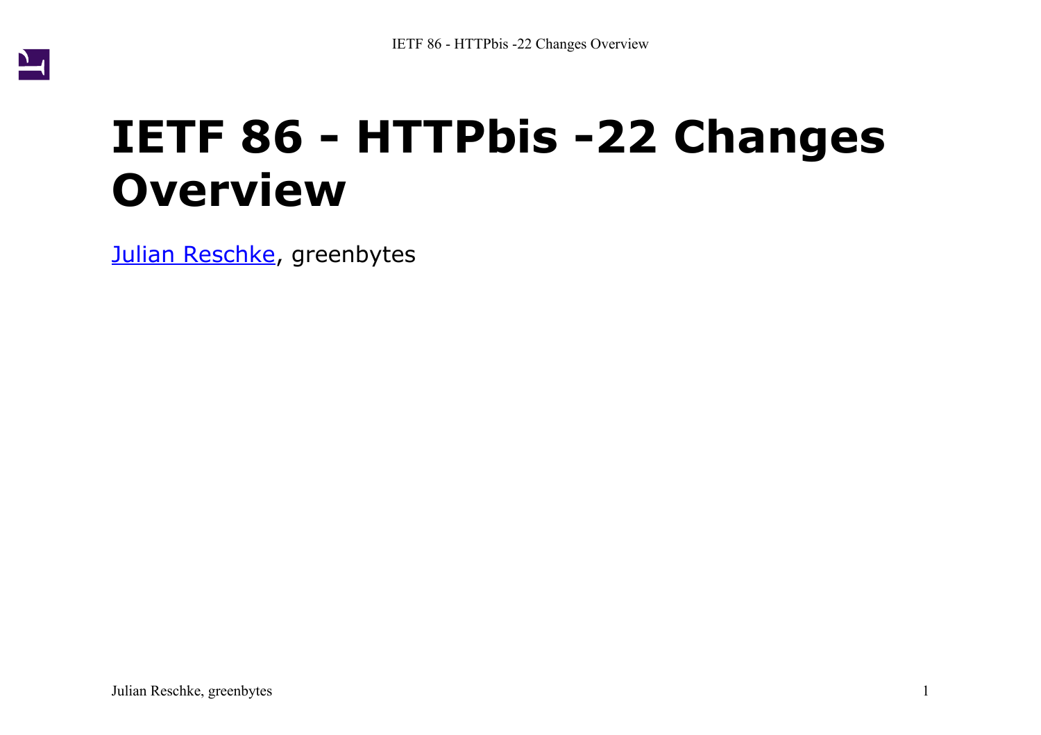# IETF 86 - HTTPbis -22 Changes Overview

[Julian Reschke](), greenbytes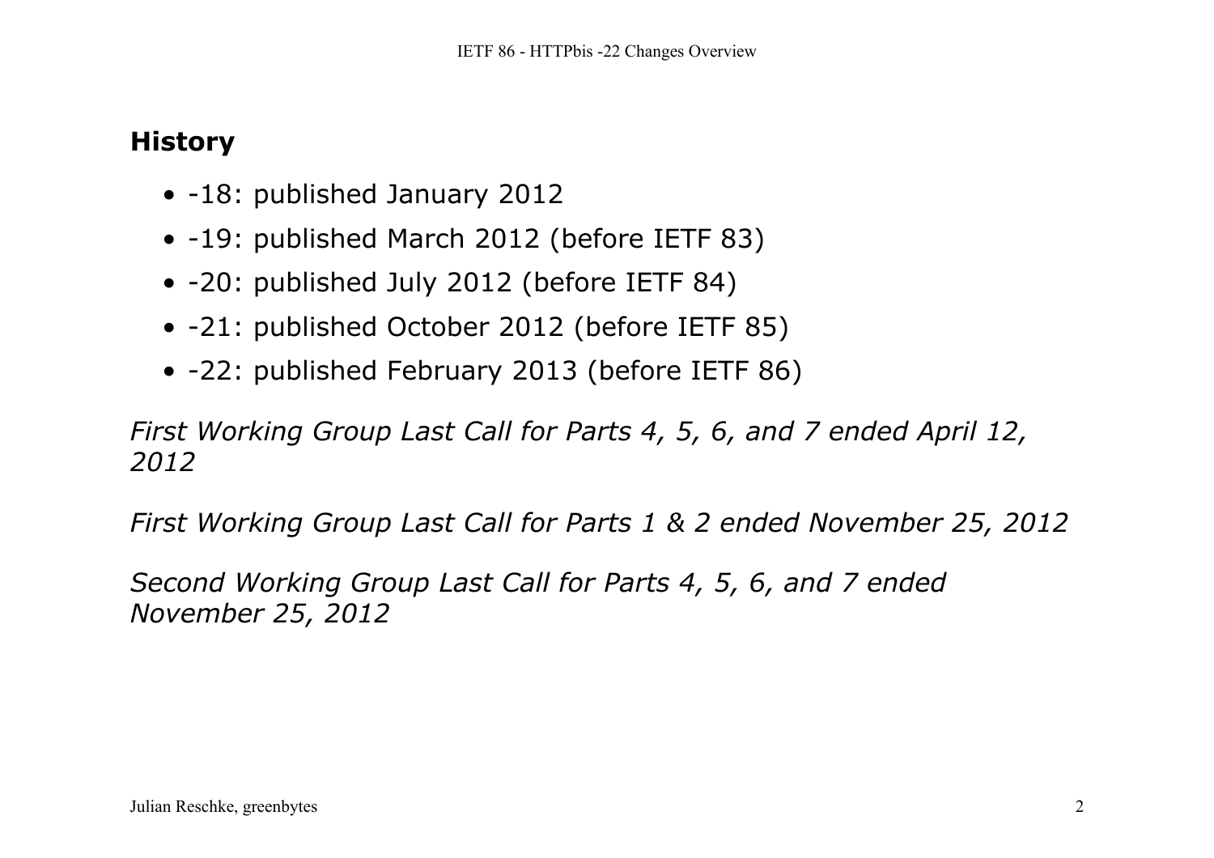## History

- -18: published January 2012
- -19: published March 2012 (before IETF 83)
- -20: published July 2012 (before IETF 84)
- -21: published October 2012 (before IETF 85)
- -22: published February 2013 (before IETF 86)

*First Working Group Last Call for Parts 4, 5, 6, and 7 ended April 12, 2012*

*First Working Group Last Call for Parts 1 & 2 ended November 25, 2012*

*Second Working Group Last Call for Parts 4, 5, 6, and 7 ended November 25, 2012*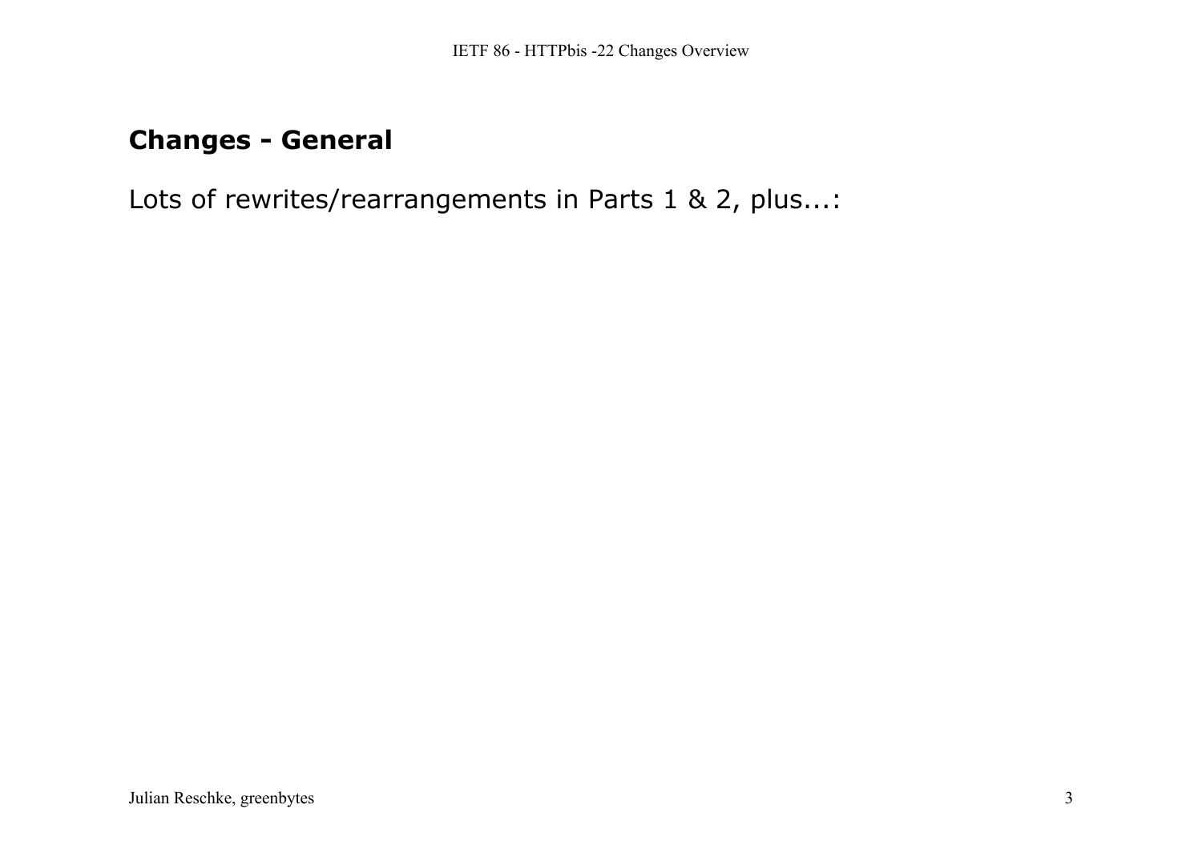## Changes - General

Lots of rewrites/rearrangements in Parts 1 & 2, plus...: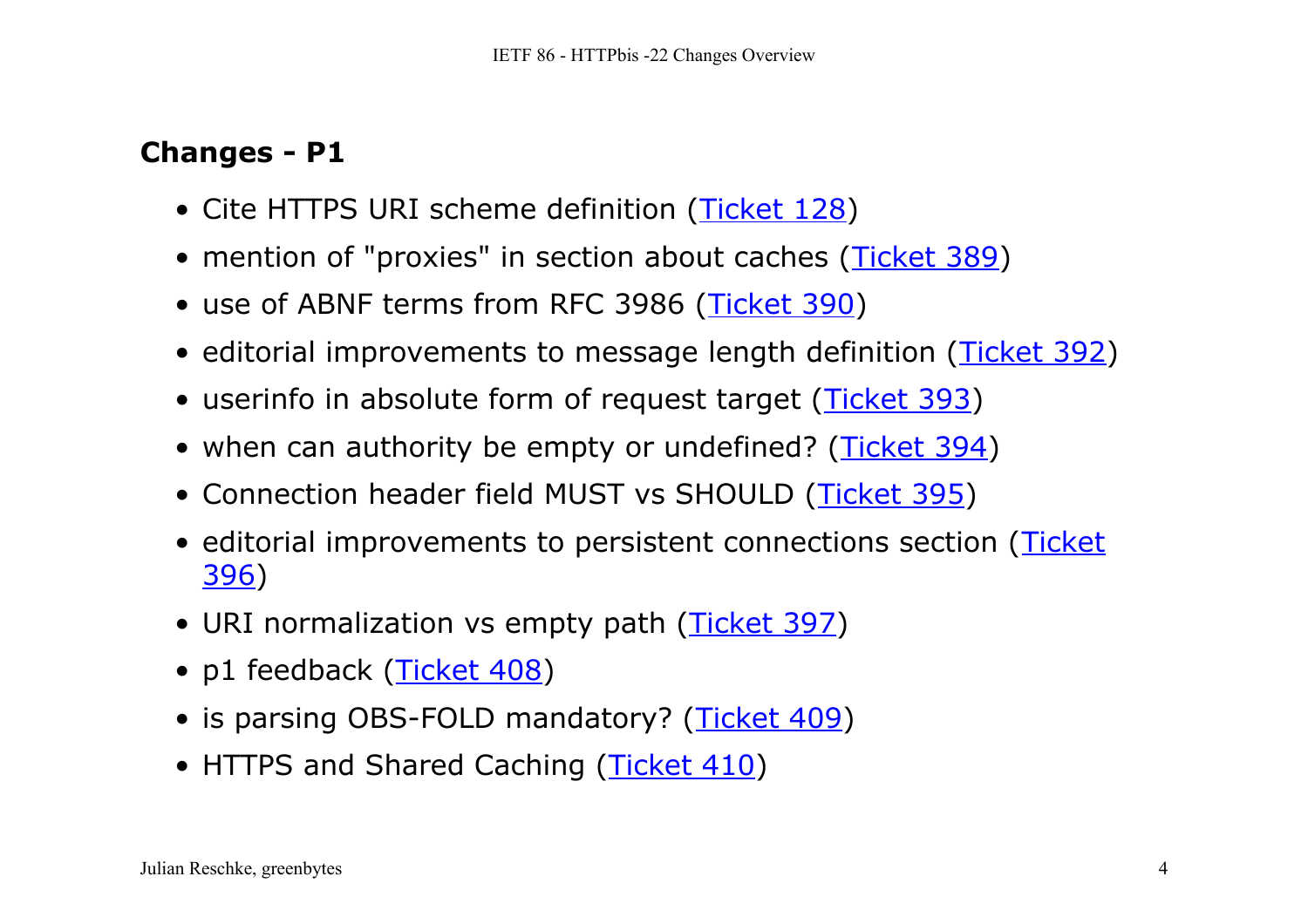## Changes - P1

- Cite HTTPS URI scheme definition (Ticket 128)
- mention of "proxies" in section about caches (Ticket 389)
- use of ABNF terms from RFC 3986 (Ticket 390)
- editorial improvements to message length definition (Ticket 392)
- userinfo in absolute form of request target (Ticket 393)
- when can authority be empty or undefined? (Ticket 394)
- Connection header field MUST vs SHOULD (Ticket 395)
- editorial improvements to persistent connections section (Ticket 396)
- URI normalization vs empty path (Ticket 397)
- p1 feedback (Ticket 408)
- is parsing OBS-FOLD mandatory? (Ticket 409)
- HTTPS and Shared Caching (Ticket 410)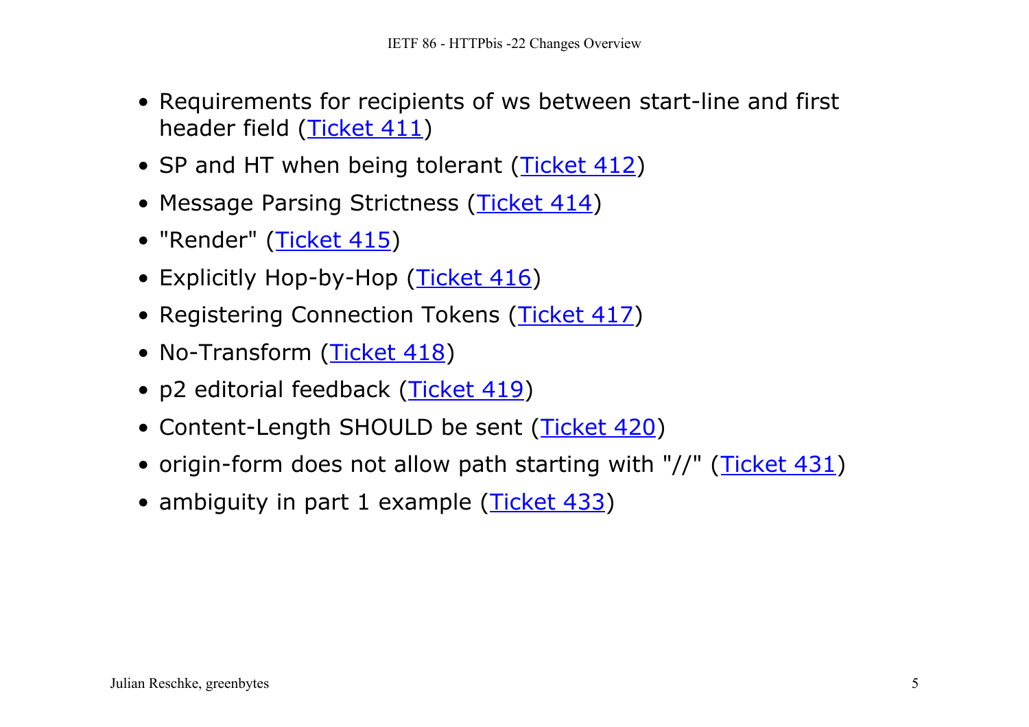- Requirements for recipients of ws between start-line and first header field (Ticket 411)
- SP and HT when being tolerant (Ticket 412)
- Message Parsing Strictness (Ticket 414)
- "Render" (Ticket 415)
- Explicitly Hop-by-Hop (Ticket 416)
- Registering Connection Tokens (Ticket 417)
- No-Transform (Ticket 418)
- p2 editorial feedback (Ticket 419)
- Content-Length SHOULD be sent (Ticket 420)
- origin-form does not allow path starting with "//" (Ticket 431)
- ambiguity in part 1 example (Ticket 433)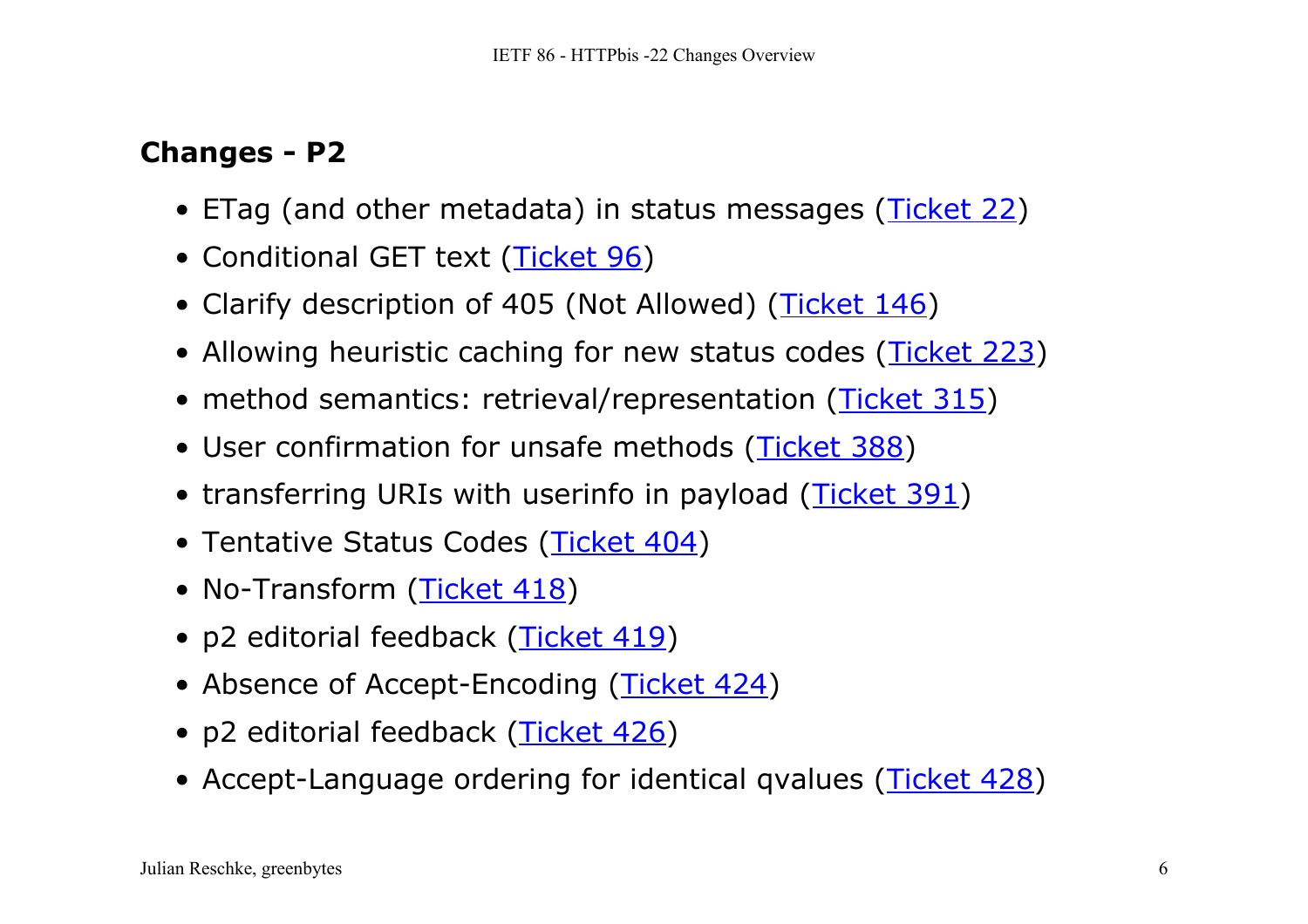## Changes - P2

- ETag (and other metadata) in status messages (Ticket 22)
- Conditional GET text (Ticket 96)
- Clarify description of 405 (Not Allowed) (Ticket 146)
- Allowing heuristic caching for new status codes (Ticket 223)
- method semantics: retrieval/representation (Ticket 315)
- User confirmation for unsafe methods (Ticket 388)
- transferring URIs with userinfo in payload (Ticket 391)
- Tentative Status Codes (Ticket 404)
- No-Transform (Ticket 418)
- p2 editorial feedback (Ticket 419)
- Absence of Accept-Encoding (Ticket 424)
- p2 editorial feedback (Ticket 426)
- Accept-Language ordering for identical qvalues (Ticket 428)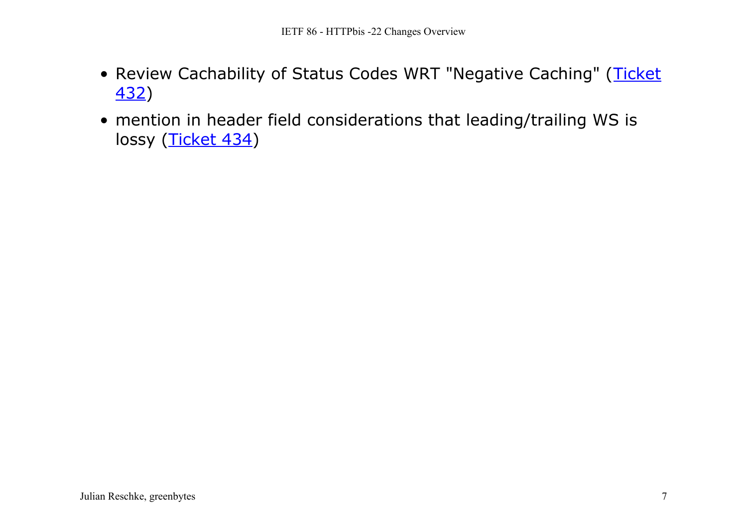- Review Cachability of Status Codes WRT "Negative Caching" (Ticket 432)
- mention in header field considerations that leading/trailing WS is lossy (Ticket 434)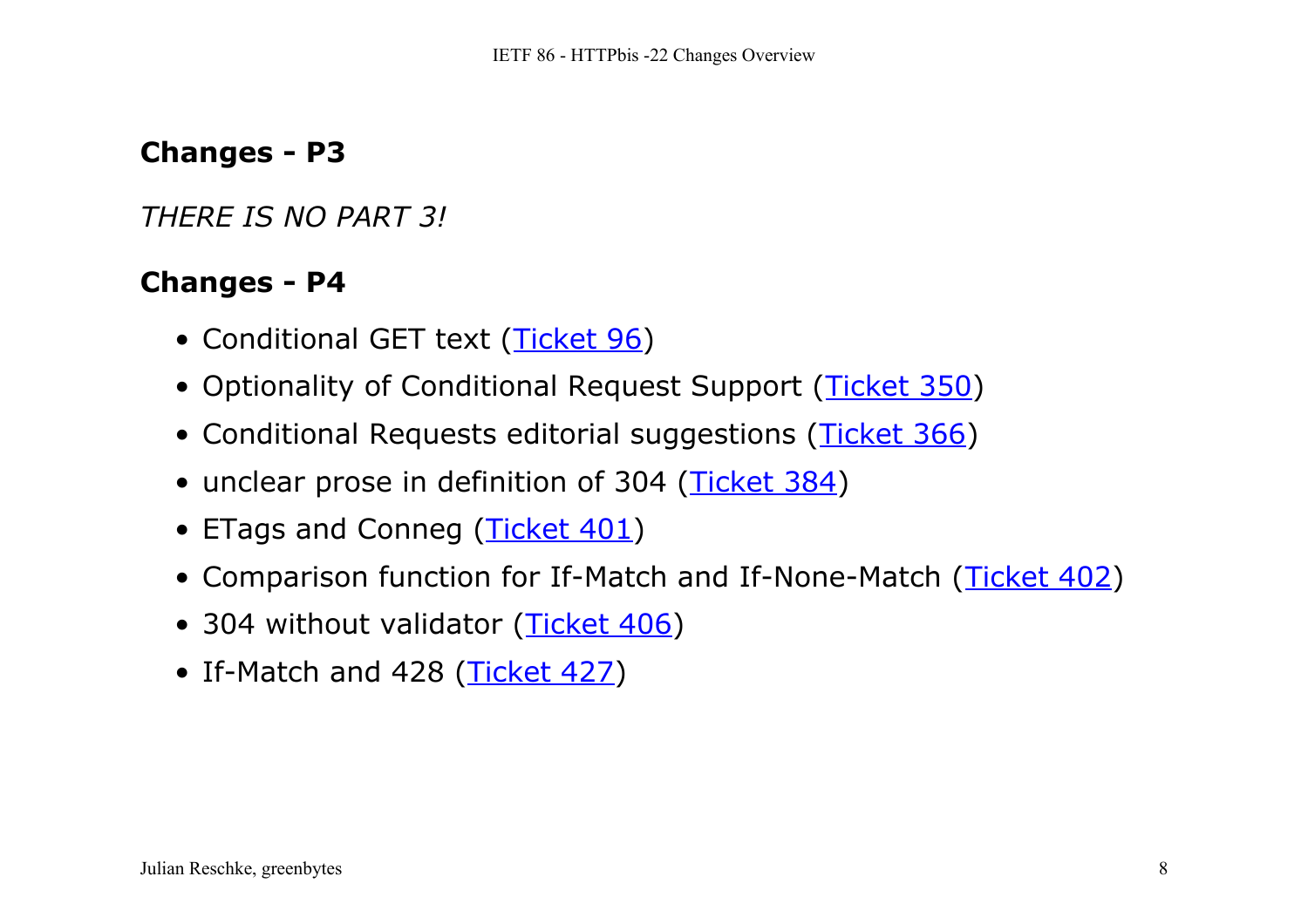## Changes - P3

*THERE IS NO PART 3!*

## Changes - P4

- Conditional GET text (Ticket 96)
- Optionality of Conditional Request Support (Ticket 350)
- Conditional Requests editorial suggestions (Ticket 366)
- unclear prose in definition of 304 (Ticket 384)
- ETags and Conneg (Ticket 401)
- Comparison function for If-Match and If-None-Match (Ticket 402)
- 304 without validator (Ticket 406)
- If-Match and 428 (Ticket 427)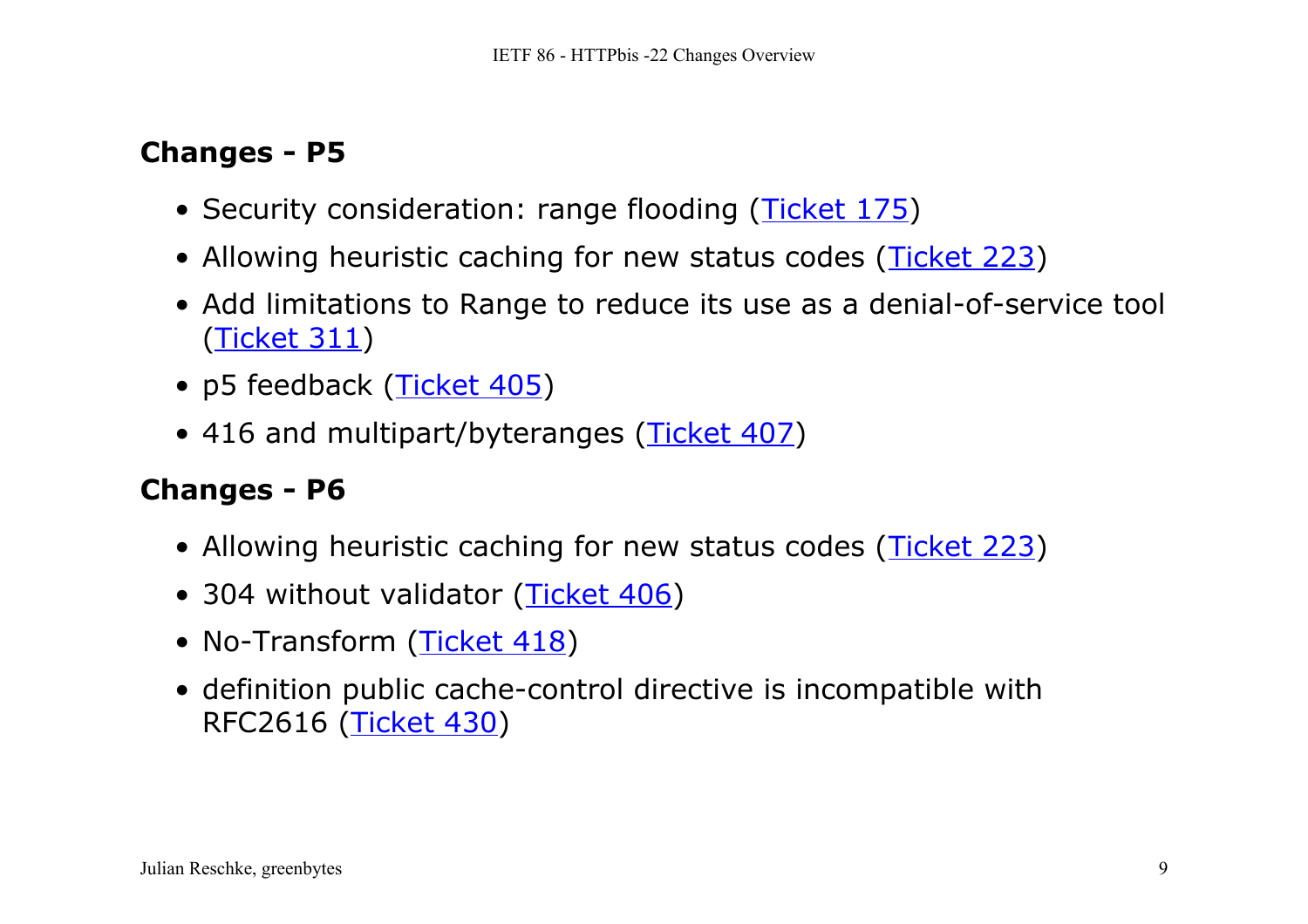## Changes - P5

- Security consideration: range flooding (Ticket 175)
- Allowing heuristic caching for new status codes (Ticket 223)
- Add limitations to Range to reduce its use as a denial-of-service tool (Ticket 311)
- p5 feedback (Ticket 405)
- 416 and multipart/byteranges (Ticket 407)

## Changes - P6

- Allowing heuristic caching for new status codes (Ticket 223)
- 304 without validator (Ticket 406)
- No-Transform (Ticket 418)
- definition public cache-control directive is incompatible with RFC2616 (Ticket 430)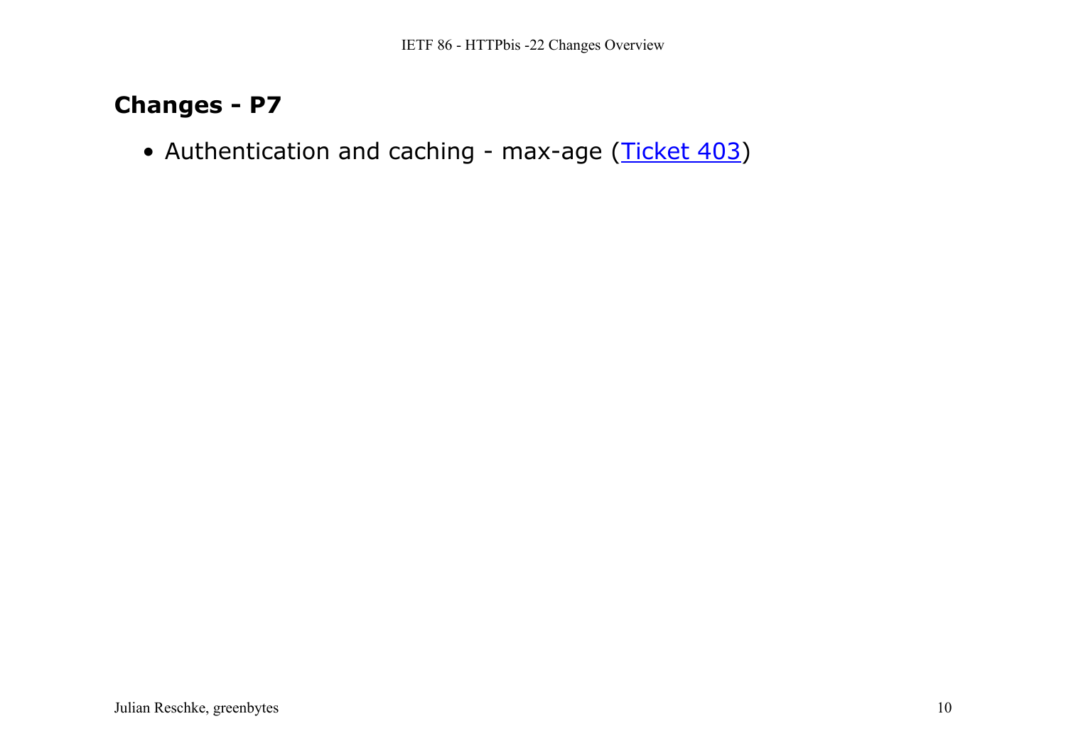## Changes - P7

- Authentication and caching - max-age (Ticket 403)